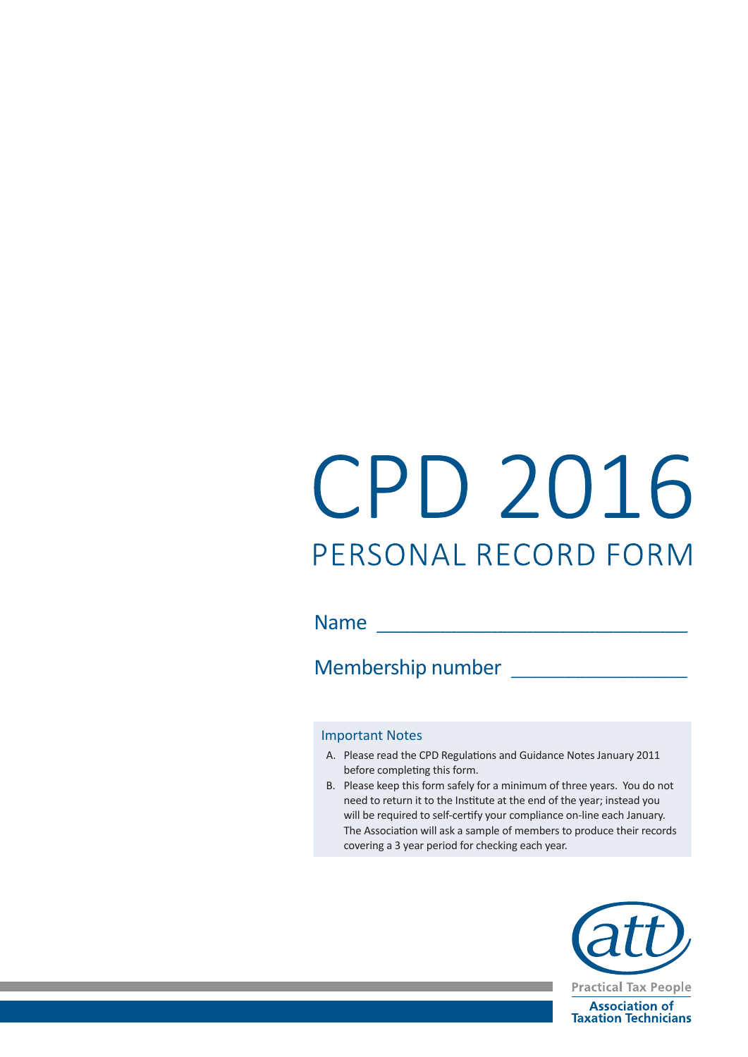# CPD 2016

## PERSONAL RECORD FORM

Name \_\_\_\_\_\_\_\_\_\_\_\_\_\_\_\_\_\_\_\_\_\_\_\_\_\_\_\_\_\_

Membership number \_\_\_\_\_\_\_\_\_\_\_\_\_\_\_\_\_

### Important Notes

A. Please read the CPD Regulations and Guidance Notes January 2011 before completing this form.

B. Please keep this form safely for a minimum of three years. You do not need to return it to the Institute at the end of the year; instead you will be required to self-certify your compliance on-line each January. The Association will ask a sample of members to produce their records covering a 3 year period for checking each year.

att

Practical Tax People

Association of Taxation Technicians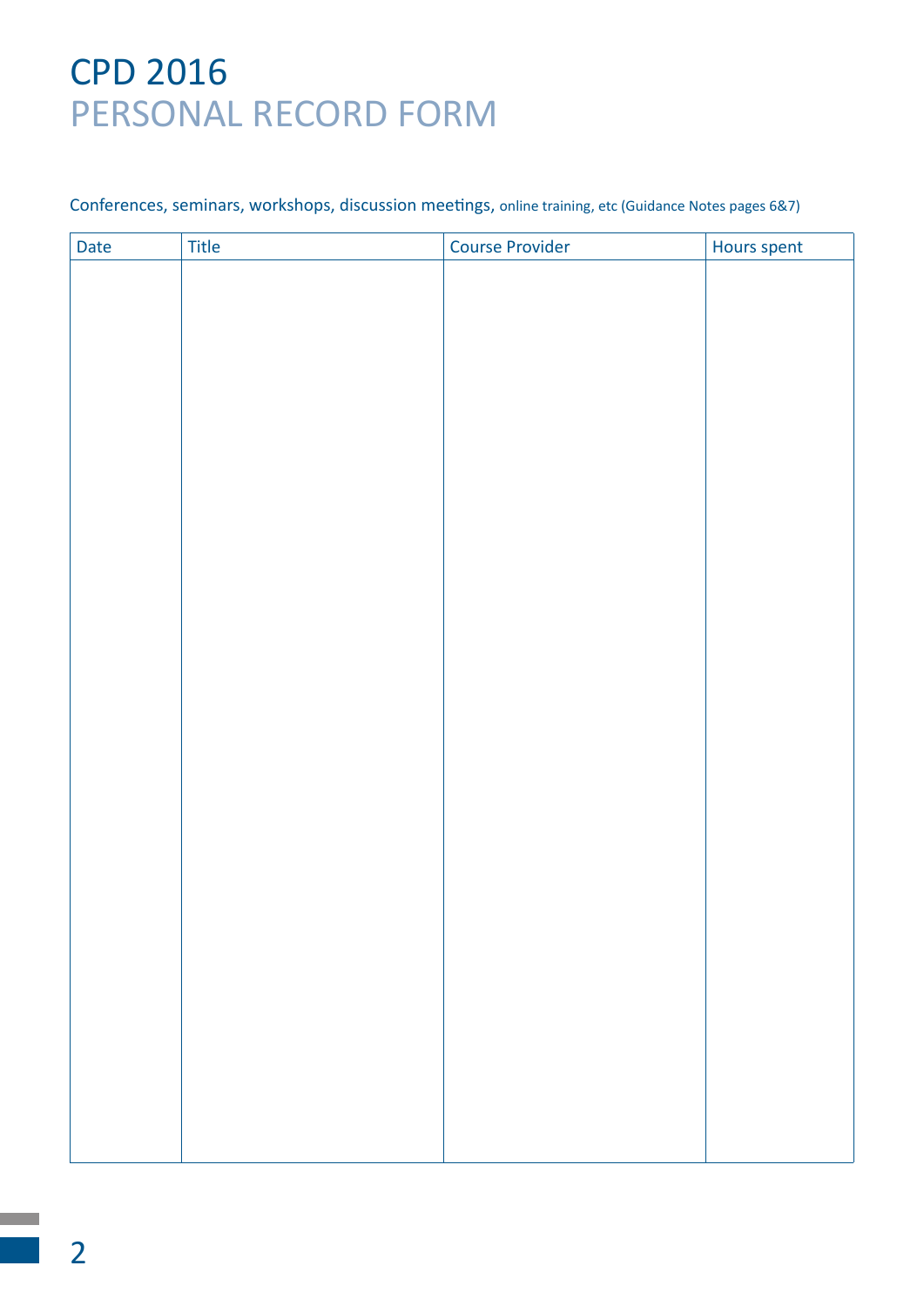# CPD 2016
## PERSONAL RECORD FORM

Conferences, seminars, workshops, discussion meetings, online training, etc (Guidance Notes pages 6&7)

| Date | Title | Course Provider | Hours spent |
|---|---|---|---|
| | | | |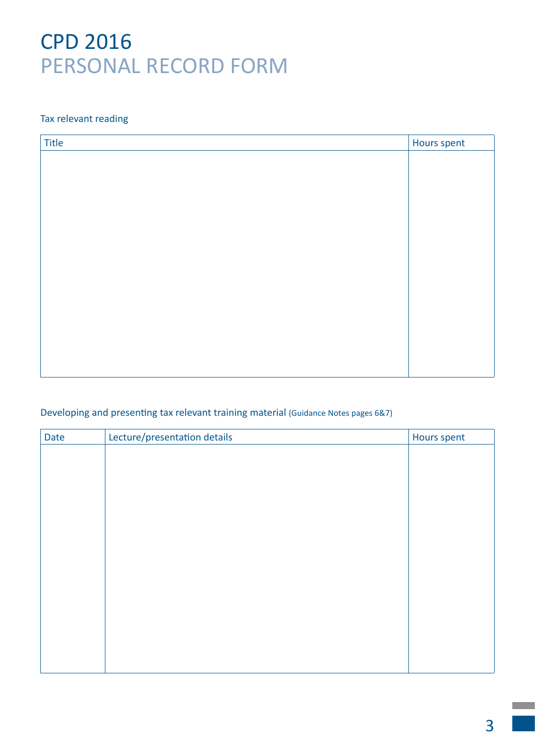# CPD 2016

## PERSONAL RECORD FORM

Tax relevant reading

| Title | Hours spent |
|---|---|
| | |

Developing and presenting tax relevant training material (Guidance Notes pages 6&7)

| Date | Lecture/presentation details | Hours spent |
|---|---|---|
| | | |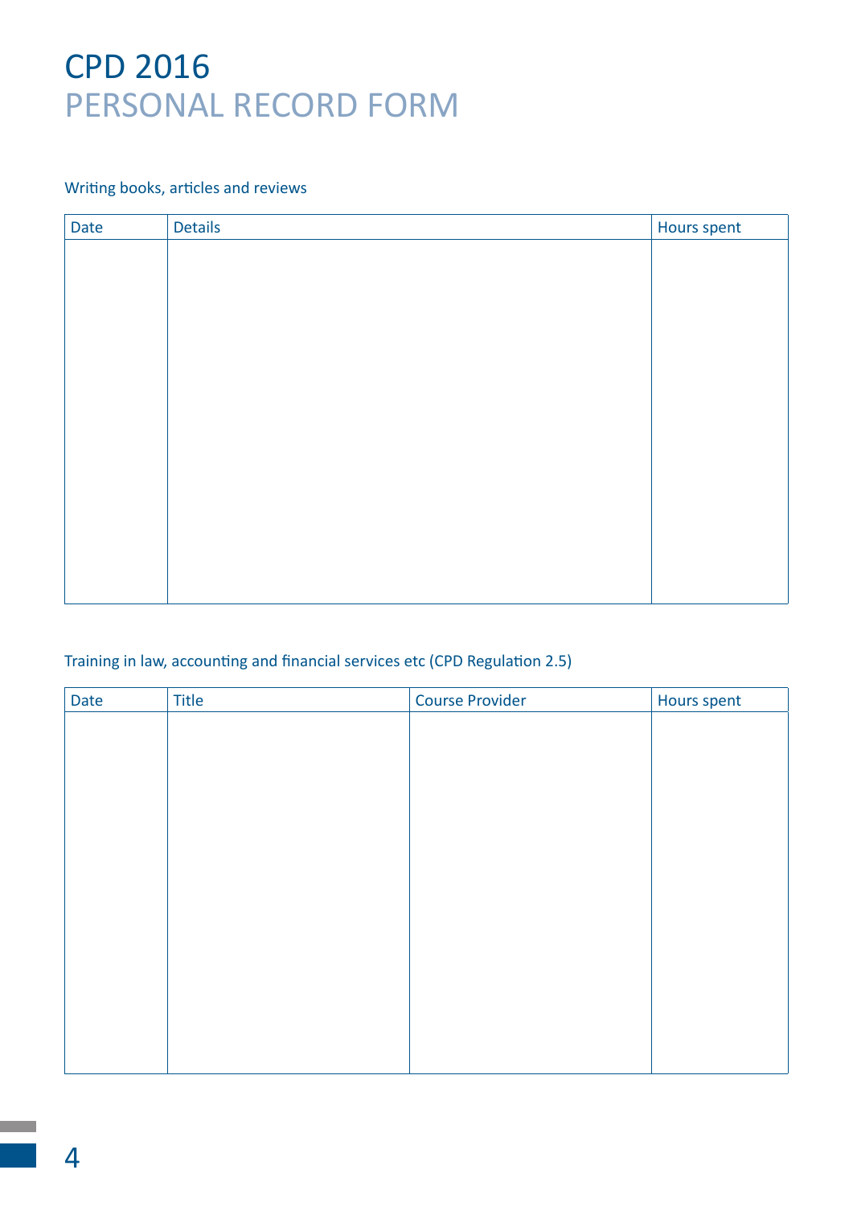# CPD 2016
## PERSONAL RECORD FORM

Writing books, articles and reviews

| Date | Details | Hours spent |
|---|---|---|
| | | |

Training in law, accounting and financial services etc (CPD Regulation 2.5)

| Date | Title | Course Provider | Hours spent |
|---|---|---|---|
| | | | |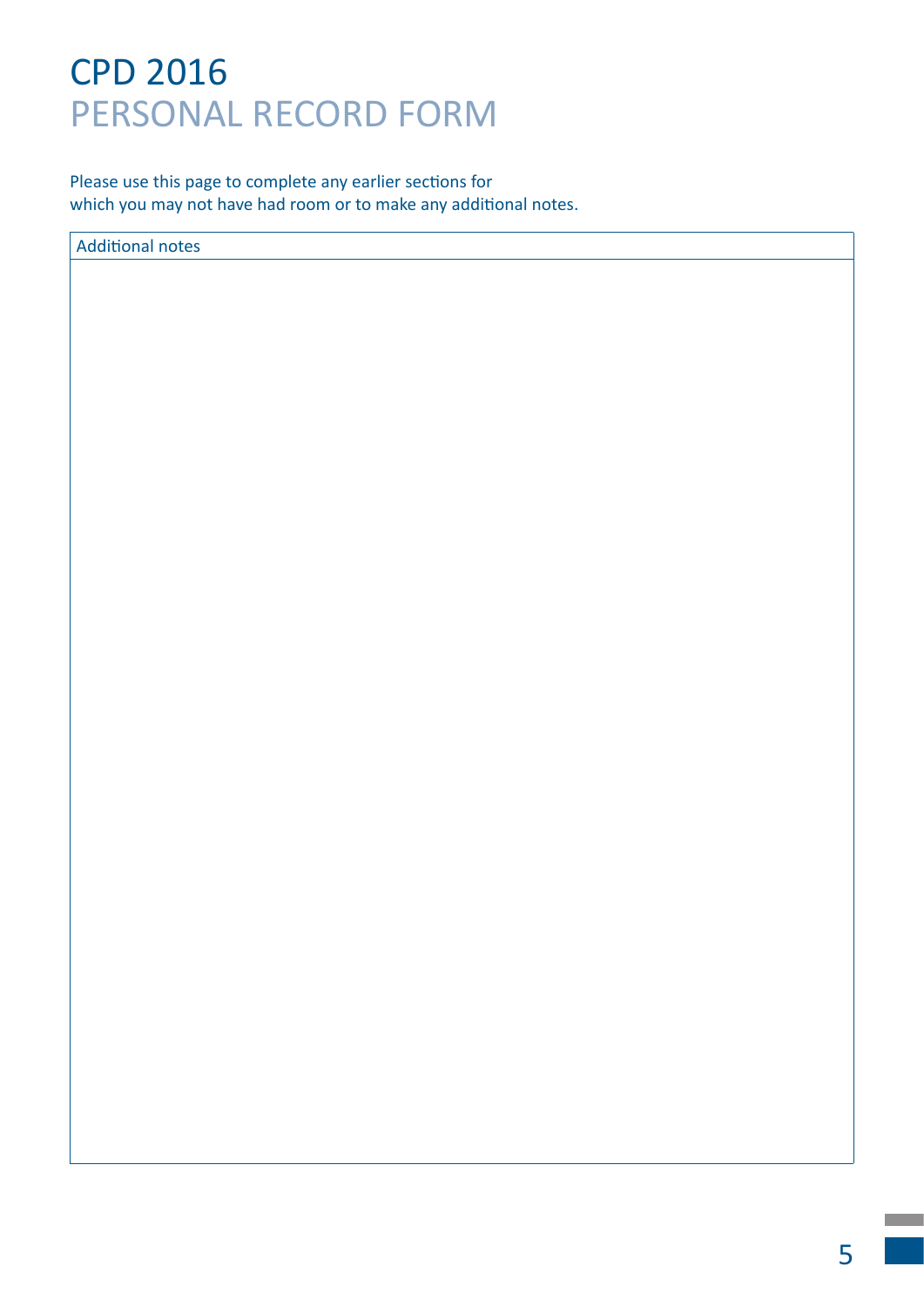# CPD 2016
## PERSONAL RECORD FORM

Please use this page to complete any earlier sections for which you may not have had room or to make any additional notes.

| Additional notes |
|---|
| |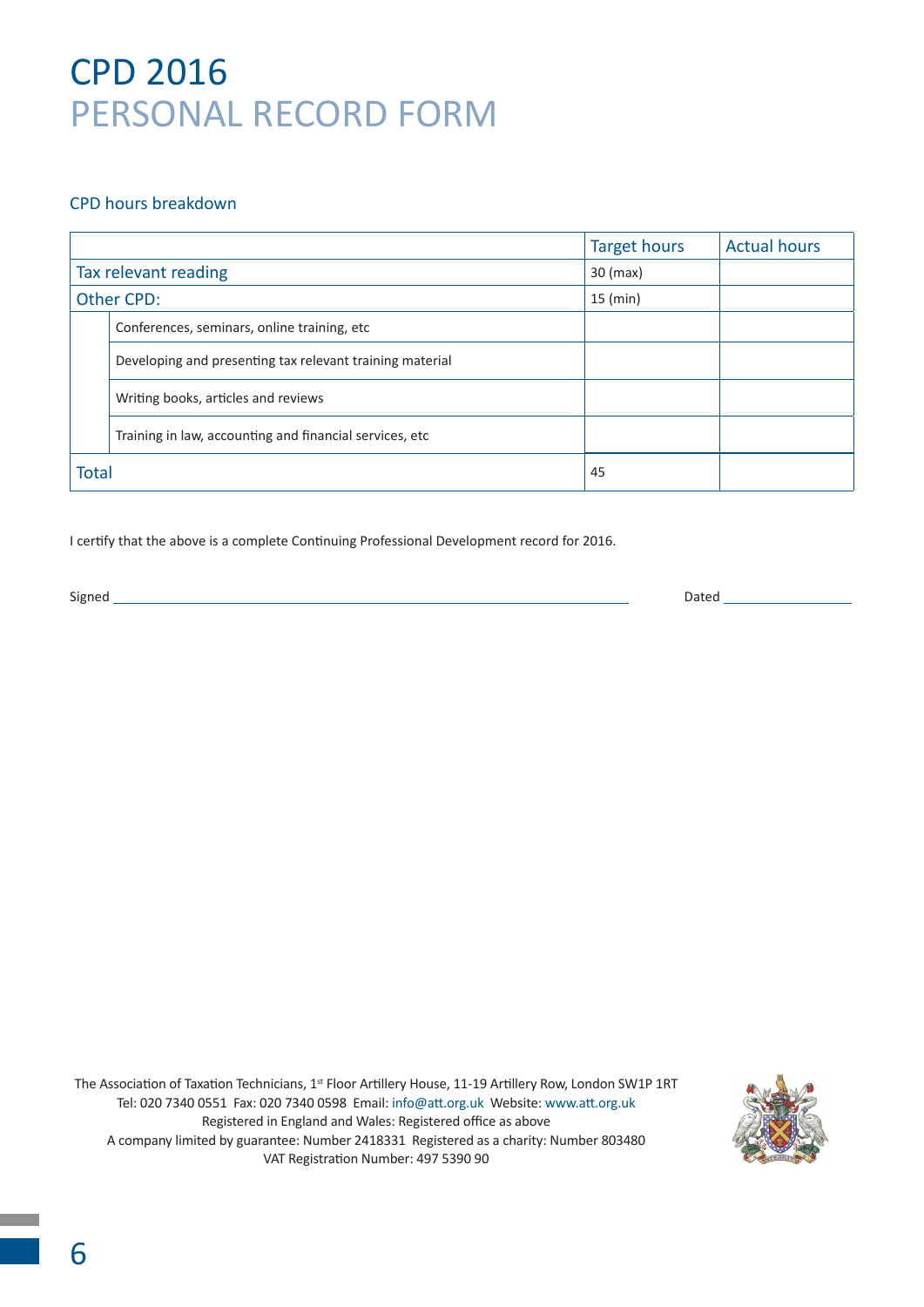# CPD 2016
# PERSONAL RECORD FORM

## CPD hours breakdown

| | | Target hours | Actual hours |
|---|---|---|---|
| Tax relevant reading | | 30 (max) | |
| Other CPD: | | 15 (min) | |
| | Conferences, seminars, online training, etc | | |
| | Developing and presenting tax relevant training material | | |
| | Writing books, articles and reviews | | |
| | Training in law, accounting and financial services, etc | | |
| Total | | 45 | |

I certify that the above is a complete Continuing Professional Development record for 2016.

Signed \_\_\_\_\_\_\_\_\_\_\_\_\_\_\_\_\_\_\_\_\_\_\_\_\_\_\_\_\_\_\_\_\_\_\_\_\_\_\_\_ Dated \_\_\_\_\_\_\_\_\_\_\_\_\_\_\_\_

The Association of Taxation Technicians, 1st Floor Artillery House, 11-19 Artillery Row, London SW1P 1RT
Tel: 020 7340 0551 Fax: 020 7340 0598 Email: info@att.org.uk Website: www.att.org.uk
Registered in England and Wales: Registered office as above
A company limited by guarantee: Number 2418331 Registered as a charity: Number 803480
VAT Registration Number: 497 5390 90